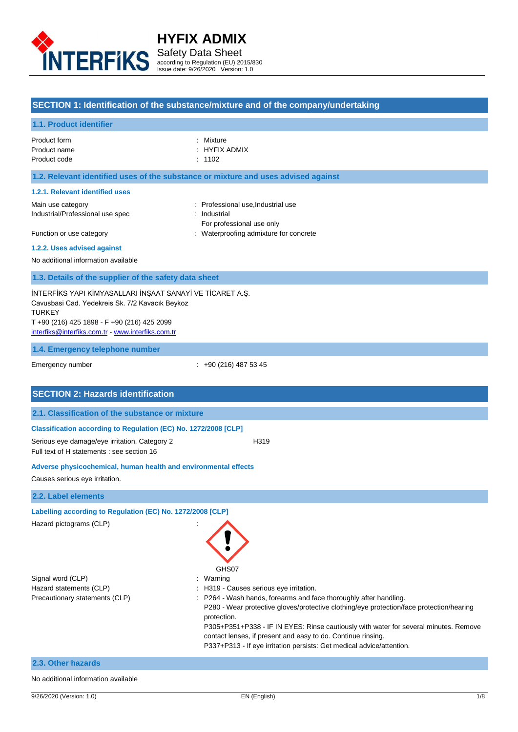# HYFIX ADMIX

Safety Data Sheet

according to Regulation (EU) 2015/830

Issue date: 9/26/2020 Version: 1.0

## SECTION 1: Identification of the substance/mixture and of the company/undertaking

### 1.1. Product identifier

| | |
|---|---|
| Product form | : Mixture |
| Product name | : HYFIX ADMIX |
| Product code | : 1102 |

### 1.2. Relevant identified uses of the substance or mixture and uses advised against

#### 1.2.1. Relevant identified uses

| | |
|---|---|
| Main use category | : Professional use,Industrial use |
| Industrial/Professional use spec | : Industrial<br>For professional use only |
| Function or use category | : Waterproofing admixture for concrete |

#### 1.2.2. Uses advised against

No additional information available

### 1.3. Details of the supplier of the safety data sheet

İNTERFİKS YAPI KİMYASALLARI İNŞAAT SANAYİ VE TİCARET A.Ş.
Cavusbasi Cad. Yedekreis Sk. 7/2 Kavacık Beykoz
TURKEY
T +90 (216) 425 1898 - F +90 (216) 425 2099
interfiks@interfiks.com.tr - www.interfiks.com.tr

### 1.4. Emergency telephone number

Emergency number : +90 (216) 487 53 45

## SECTION 2: Hazards identification

### 2.1. Classification of the substance or mixture

**Classification according to Regulation (EC) No. 1272/2008 [CLP]**

Serious eye damage/eye irritation, Category 2 H319

Full text of H statements : see section 16

**Adverse physicochemical, human health and environmental effects**

Causes serious eye irritation.

### 2.2. Label elements

**Labelling according to Regulation (EC) No. 1272/2008 [CLP]**

Hazard pictograms (CLP) :

GHS07

| | |
|---|---|
| Signal word (CLP) | : Warning |
| Hazard statements (CLP) | : H319 - Causes serious eye irritation. |
| Precautionary statements (CLP) | : P264 - Wash hands, forearms and face thoroughly after handling.<br>P280 - Wear protective gloves/protective clothing/eye protection/face protection/hearing protection.<br>P305+P351+P338 - IF IN EYES: Rinse cautiously with water for several minutes. Remove contact lenses, if present and easy to do. Continue rinsing.<br>P337+P313 - If eye irritation persists: Get medical advice/attention. |

### 2.3. Other hazards

No additional information available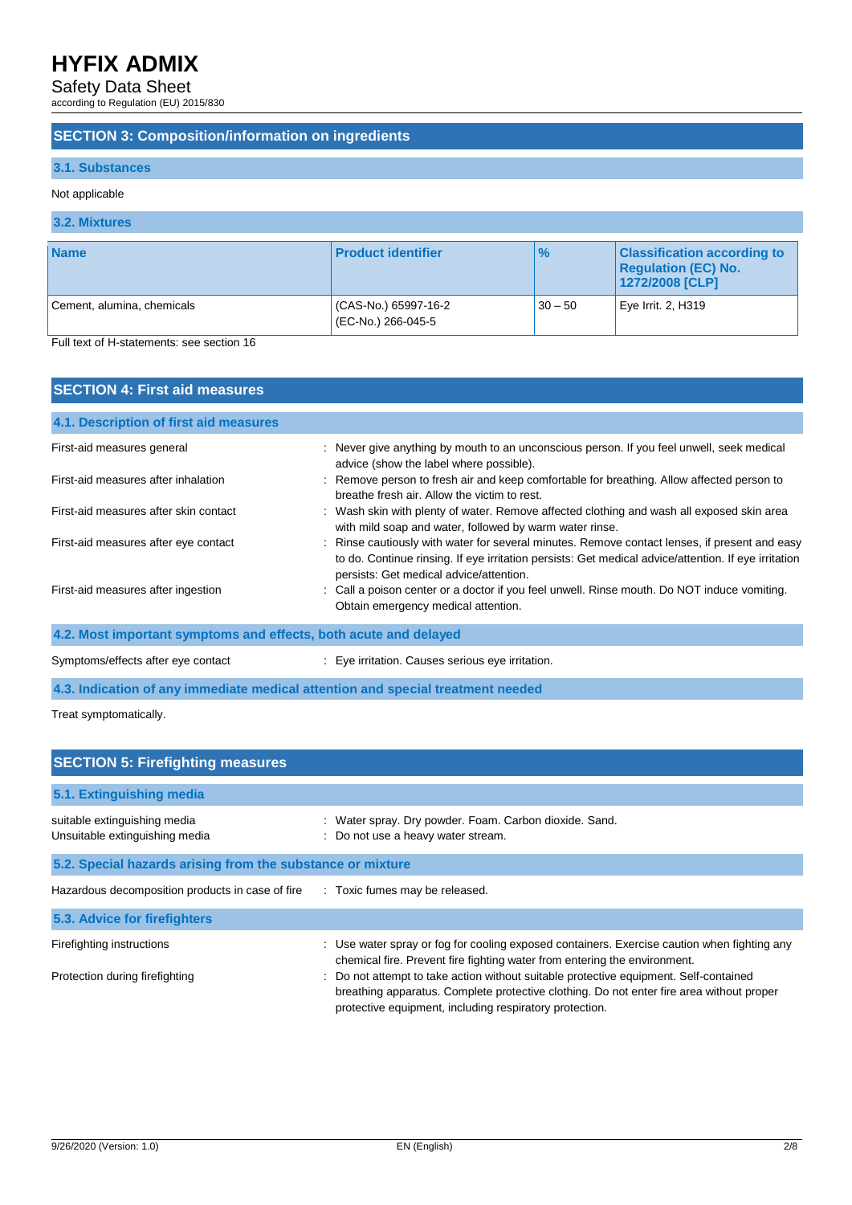## SECTION 3: Composition/information on ingredients

### 3.1. Substances

Not applicable

### 3.2. Mixtures

| Name | Product identifier | % | Classification according to Regulation (EC) No. 1272/2008 [CLP] |
|---|---|---|---|
| Cement, alumina, chemicals | (CAS-No.) 65997-16-2<br>(EC-No.) 266-045-5 | 30 – 50 | Eye Irrit. 2, H319 |

Full text of H-statements: see section 16

## SECTION 4: First aid measures

### 4.1. Description of first aid measures

First-aid measures general : Never give anything by mouth to an unconscious person. If you feel unwell, seek medical advice (show the label where possible).

First-aid measures after inhalation : Remove person to fresh air and keep comfortable for breathing. Allow affected person to breathe fresh air. Allow the victim to rest.

First-aid measures after skin contact : Wash skin with plenty of water. Remove affected clothing and wash all exposed skin area with mild soap and water, followed by warm water rinse.

First-aid measures after eye contact : Rinse cautiously with water for several minutes. Remove contact lenses, if present and easy to do. Continue rinsing. If eye irritation persists: Get medical advice/attention. If eye irritation persists: Get medical advice/attention.

First-aid measures after ingestion : Call a poison center or a doctor if you feel unwell. Rinse mouth. Do NOT induce vomiting. Obtain emergency medical attention.

### 4.2. Most important symptoms and effects, both acute and delayed

Symptoms/effects after eye contact : Eye irritation. Causes serious eye irritation.

### 4.3. Indication of any immediate medical attention and special treatment needed

Treat symptomatically.

## SECTION 5: Firefighting measures

### 5.1. Extinguishing media

suitable extinguishing media : Water spray. Dry powder. Foam. Carbon dioxide. Sand.

Unsuitable extinguishing media : Do not use a heavy water stream.

### 5.2. Special hazards arising from the substance or mixture

Hazardous decomposition products in case of fire : Toxic fumes may be released.

### 5.3. Advice for firefighters

Firefighting instructions : Use water spray or fog for cooling exposed containers. Exercise caution when fighting any chemical fire. Prevent fire fighting water from entering the environment.

Protection during firefighting : Do not attempt to take action without suitable protective equipment. Self-contained breathing apparatus. Complete protective clothing. Do not enter fire area without proper protective equipment, including respiratory protection.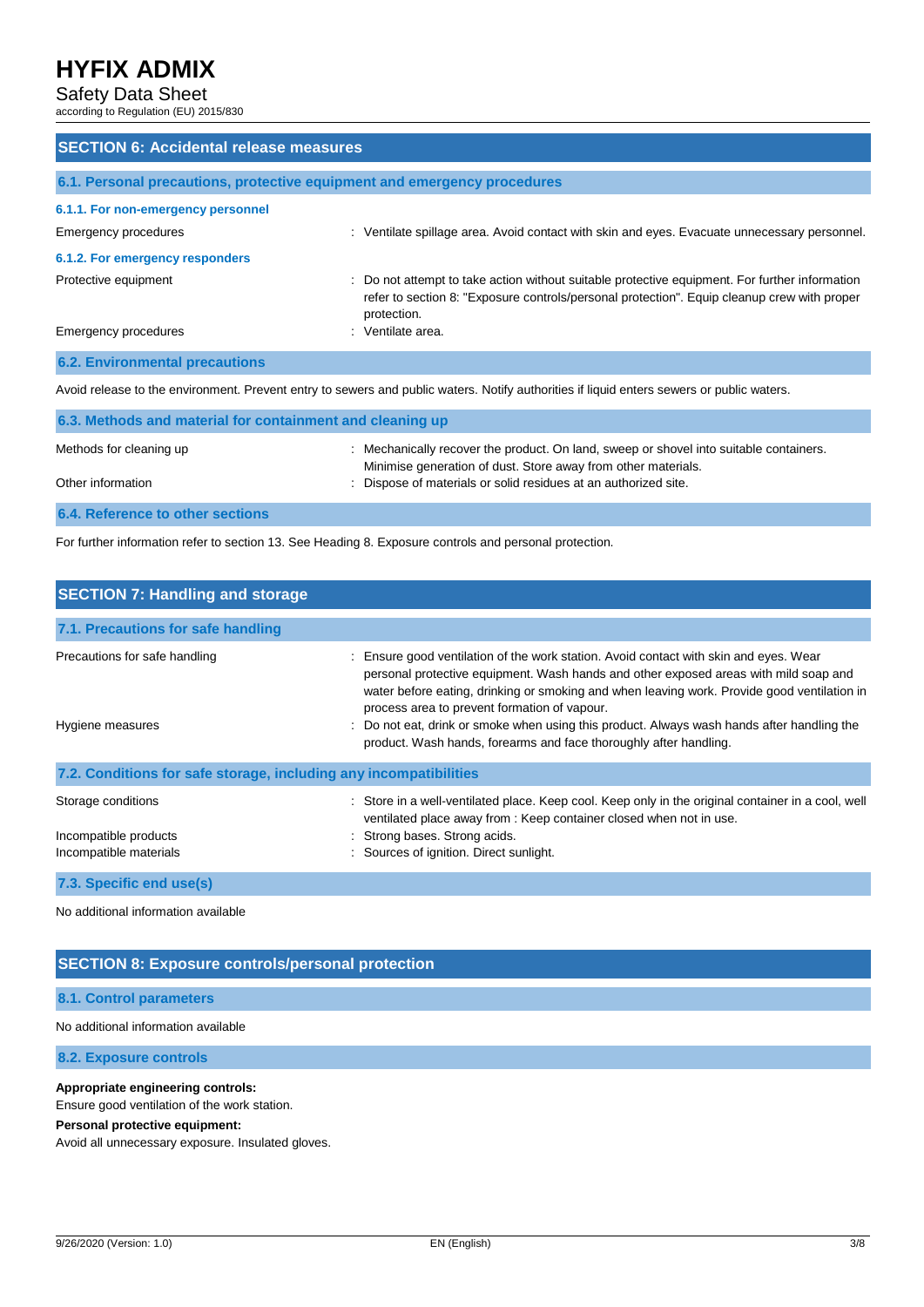## SECTION 6: Accidental release measures

### 6.1. Personal precautions, protective equipment and emergency procedures

#### 6.1.1. For non-emergency personnel

| | |
|---|---|
| Emergency procedures | : Ventilate spillage area. Avoid contact with skin and eyes. Evacuate unnecessary personnel. |

#### 6.1.2. For emergency responders

| | |
|---|---|
| Protective equipment | : Do not attempt to take action without suitable protective equipment. For further information refer to section 8: "Exposure controls/personal protection". Equip cleanup crew with proper protection. |
| Emergency procedures | : Ventilate area. |

### 6.2. Environmental precautions

Avoid release to the environment. Prevent entry to sewers and public waters. Notify authorities if liquid enters sewers or public waters.

### 6.3. Methods and material for containment and cleaning up

| | |
|---|---|
| Methods for cleaning up | : Mechanically recover the product. On land, sweep or shovel into suitable containers. Minimise generation of dust. Store away from other materials. |
| Other information | : Dispose of materials or solid residues at an authorized site. |

### 6.4. Reference to other sections

For further information refer to section 13. See Heading 8. Exposure controls and personal protection.

## SECTION 7: Handling and storage

### 7.1. Precautions for safe handling

| | |
|---|---|
| Precautions for safe handling | : Ensure good ventilation of the work station. Avoid contact with skin and eyes. Wear personal protective equipment. Wash hands and other exposed areas with mild soap and water before eating, drinking or smoking and when leaving work. Provide good ventilation in process area to prevent formation of vapour. |
| Hygiene measures | : Do not eat, drink or smoke when using this product. Always wash hands after handling the product. Wash hands, forearms and face thoroughly after handling. |

### 7.2. Conditions for safe storage, including any incompatibilities

| | |
|---|---|
| Storage conditions | : Store in a well-ventilated place. Keep cool. Keep only in the original container in a cool, well ventilated place away from : Keep container closed when not in use. |
| Incompatible products | : Strong bases. Strong acids. |
| Incompatible materials | : Sources of ignition. Direct sunlight. |

### 7.3. Specific end use(s)

No additional information available

## SECTION 8: Exposure controls/personal protection

### 8.1. Control parameters

No additional information available

### 8.2. Exposure controls

**Appropriate engineering controls:**

Ensure good ventilation of the work station.

**Personal protective equipment:**

Avoid all unnecessary exposure. Insulated gloves.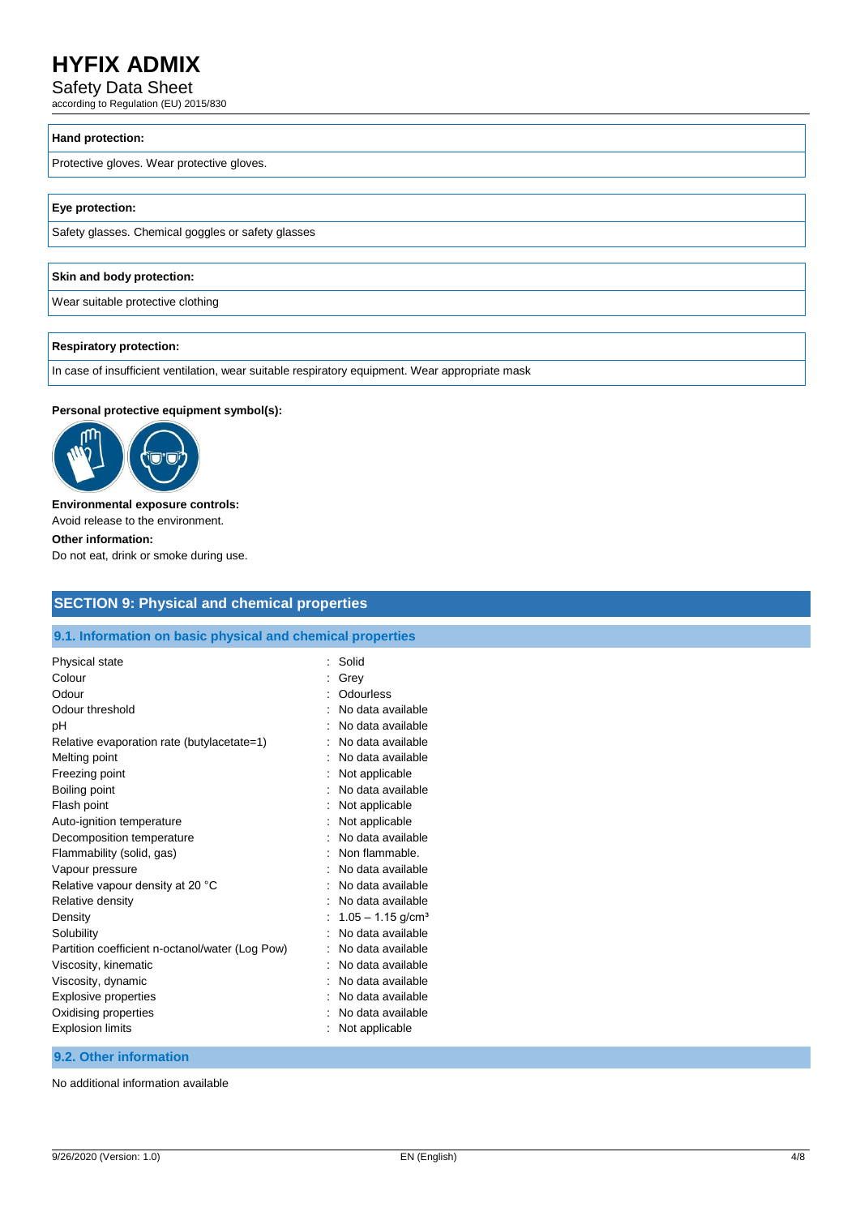**Hand protection:**

Protective gloves. Wear protective gloves.

**Eye protection:**

Safety glasses. Chemical goggles or safety glasses

**Skin and body protection:**

Wear suitable protective clothing

**Respiratory protection:**

In case of insufficient ventilation, wear suitable respiratory equipment. Wear appropriate mask

**Personal protective equipment symbol(s):**

**Environmental exposure controls:**

Avoid release to the environment.

**Other information:**

Do not eat, drink or smoke during use.

## SECTION 9: Physical and chemical properties

### 9.1. Information on basic physical and chemical properties

| Property | | Value |
|---|---|---|
| Physical state | : | Solid |
| Colour | : | Grey |
| Odour | : | Odourless |
| Odour threshold | : | No data available |
| pH | : | No data available |
| Relative evaporation rate (butylacetate=1) | : | No data available |
| Melting point | : | No data available |
| Freezing point | : | Not applicable |
| Boiling point | : | No data available |
| Flash point | : | Not applicable |
| Auto-ignition temperature | : | Not applicable |
| Decomposition temperature | : | No data available |
| Flammability (solid, gas) | : | Non flammable. |
| Vapour pressure | : | No data available |
| Relative vapour density at 20 °C | : | No data available |
| Relative density | : | No data available |
| Density | : | 1.05 – 1.15 g/cm³ |
| Solubility | : | No data available |
| Partition coefficient n-octanol/water (Log Pow) | : | No data available |
| Viscosity, kinematic | : | No data available |
| Viscosity, dynamic | : | No data available |
| Explosive properties | : | No data available |
| Oxidising properties | : | No data available |
| Explosion limits | : | Not applicable |

### 9.2. Other information

No additional information available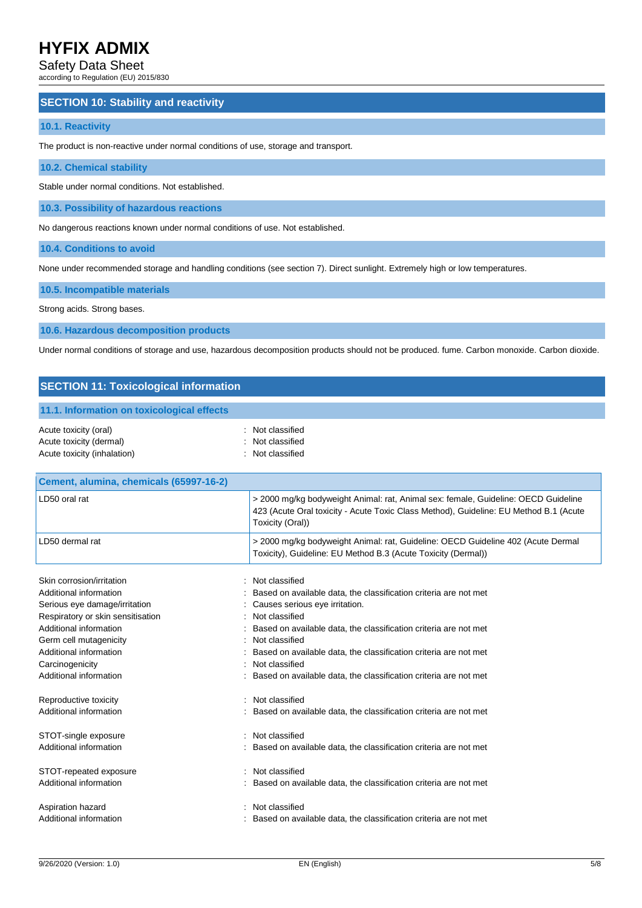## SECTION 10: Stability and reactivity

### 10.1. Reactivity

The product is non-reactive under normal conditions of use, storage and transport.

### 10.2. Chemical stability

Stable under normal conditions. Not established.

### 10.3. Possibility of hazardous reactions

No dangerous reactions known under normal conditions of use. Not established.

### 10.4. Conditions to avoid

None under recommended storage and handling conditions (see section 7). Direct sunlight. Extremely high or low temperatures.

### 10.5. Incompatible materials

Strong acids. Strong bases.

### 10.6. Hazardous decomposition products

Under normal conditions of storage and use, hazardous decomposition products should not be produced. fume. Carbon monoxide. Carbon dioxide.

## SECTION 11: Toxicological information

### 11.1. Information on toxicological effects

Acute toxicity (oral) : Not classified
Acute toxicity (dermal) : Not classified
Acute toxicity (inhalation) : Not classified

| Cement, alumina, chemicals (65997-16-2) | |
|---|---|
| LD50 oral rat | > 2000 mg/kg bodyweight Animal: rat, Animal sex: female, Guideline: OECD Guideline 423 (Acute Oral toxicity - Acute Toxic Class Method), Guideline: EU Method B.1 (Acute Toxicity (Oral)) |
| LD50 dermal rat | > 2000 mg/kg bodyweight Animal: rat, Guideline: OECD Guideline 402 (Acute Dermal Toxicity), Guideline: EU Method B.3 (Acute Toxicity (Dermal)) |

Skin corrosion/irritation : Not classified
Additional information : Based on available data, the classification criteria are not met
Serious eye damage/irritation : Causes serious eye irritation.
Respiratory or skin sensitisation : Not classified
Additional information : Based on available data, the classification criteria are not met
Germ cell mutagenicity : Not classified
Additional information : Based on available data, the classification criteria are not met
Carcinogenicity : Not classified
Additional information : Based on available data, the classification criteria are not met

Reproductive toxicity : Not classified
Additional information : Based on available data, the classification criteria are not met

STOT-single exposure : Not classified
Additional information : Based on available data, the classification criteria are not met

STOT-repeated exposure : Not classified
Additional information : Based on available data, the classification criteria are not met

Aspiration hazard : Not classified
Additional information : Based on available data, the classification criteria are not met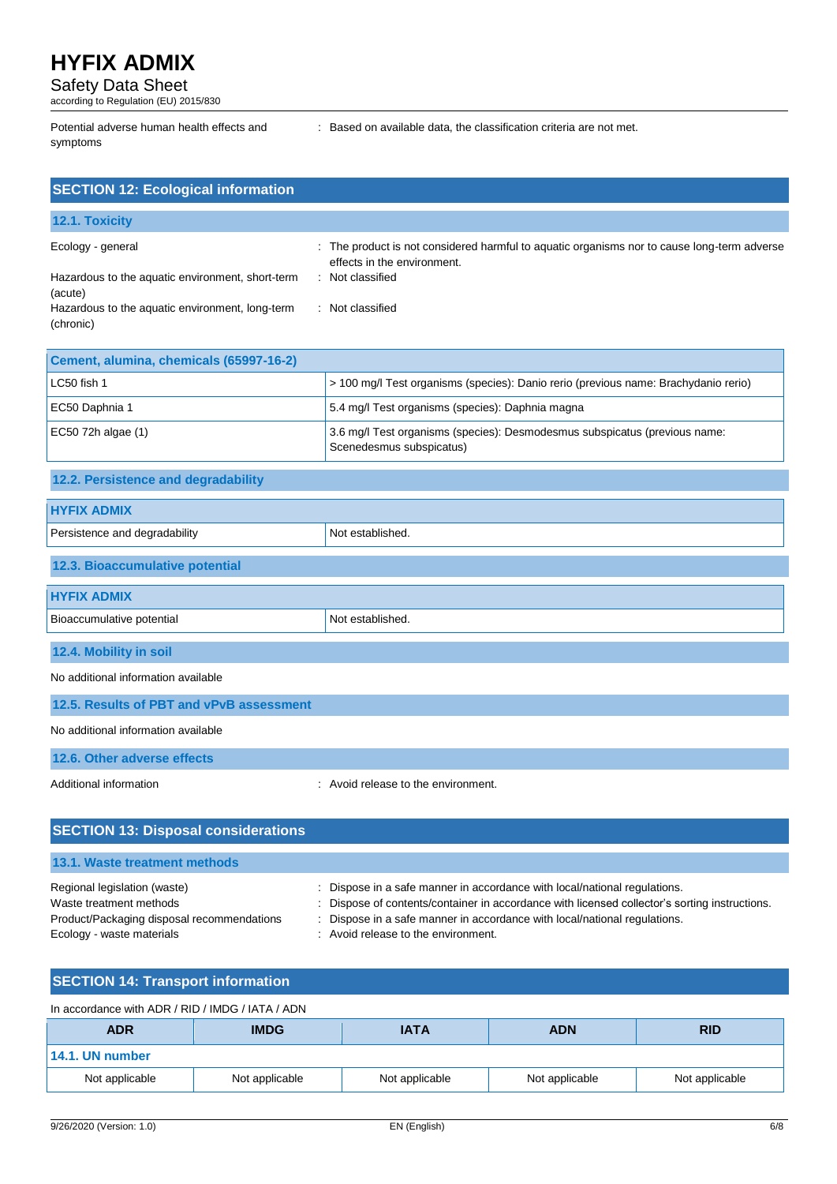| | |
|---|---|
| Potential adverse human health effects and symptoms | : Based on available data, the classification criteria are not met. |

## SECTION 12: Ecological information

### 12.1. Toxicity

| | |
|---|---|
| Ecology - general | : The product is not considered harmful to aquatic organisms nor to cause long-term adverse effects in the environment. |
| Hazardous to the aquatic environment, short-term (acute) | : Not classified |
| Hazardous to the aquatic environment, long-term (chronic) | : Not classified |

| Cement, alumina, chemicals (65997-16-2) | |
|---|---|
| LC50 fish 1 | > 100 mg/l Test organisms (species): Danio rerio (previous name: Brachydanio rerio) |
| EC50 Daphnia 1 | 5.4 mg/l Test organisms (species): Daphnia magna |
| EC50 72h algae (1) | 3.6 mg/l Test organisms (species): Desmodesmus subspicatus (previous name: Scenedesmus subspicatus) |

### 12.2. Persistence and degradability

| HYFIX ADMIX | |
|---|---|
| Persistence and degradability | Not established. |

### 12.3. Bioaccumulative potential

| HYFIX ADMIX | |
|---|---|
| Bioaccumulative potential | Not established. |

### 12.4. Mobility in soil

No additional information available

### 12.5. Results of PBT and vPvB assessment

No additional information available

### 12.6. Other adverse effects

| | |
|---|---|
| Additional information | : Avoid release to the environment. |

## SECTION 13: Disposal considerations

### 13.1. Waste treatment methods

| | |
|---|---|
| Regional legislation (waste) | : Dispose in a safe manner in accordance with local/national regulations. |
| Waste treatment methods | : Dispose of contents/container in accordance with licensed collector's sorting instructions. |
| Product/Packaging disposal recommendations | : Dispose in a safe manner in accordance with local/national regulations. |
| Ecology - waste materials | : Avoid release to the environment. |

## SECTION 14: Transport information

In accordance with ADR / RID / IMDG / IATA / ADN

| ADR | IMDG | IATA | ADN | RID |
|---|---|---|---|---|
| **14.1. UN number** | | | | |
| Not applicable | Not applicable | Not applicable | Not applicable | Not applicable |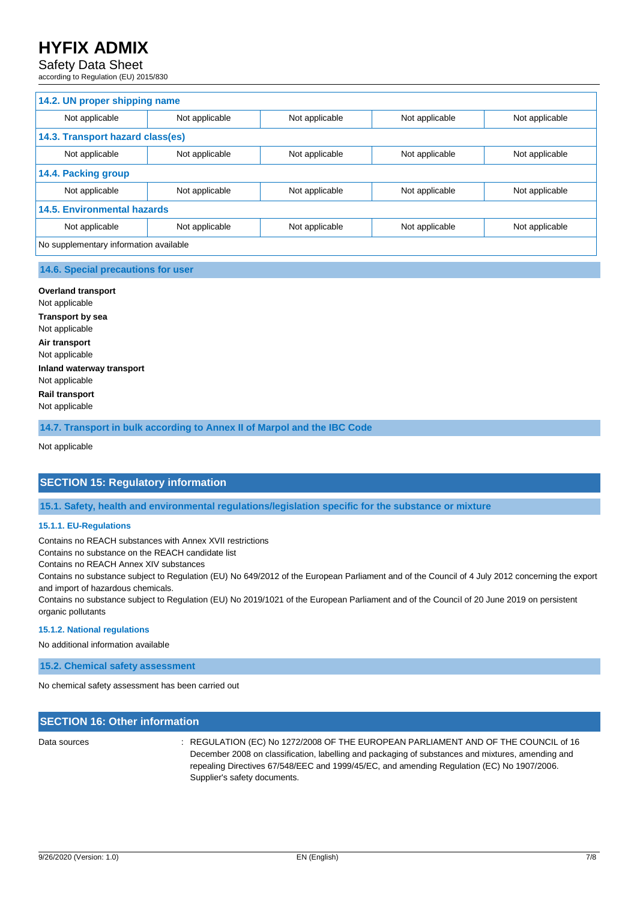| 14.2. UN proper shipping name | | | | |
|---|---|---|---|---|
| Not applicable | Not applicable | Not applicable | Not applicable | Not applicable |
| **14.3. Transport hazard class(es)** | | | | |
| Not applicable | Not applicable | Not applicable | Not applicable | Not applicable |
| **14.4. Packing group** | | | | |
| Not applicable | Not applicable | Not applicable | Not applicable | Not applicable |
| **14.5. Environmental hazards** | | | | |
| Not applicable | Not applicable | Not applicable | Not applicable | Not applicable |
| No supplementary information available | | | | |

### 14.6. Special precautions for user

**Overland transport**
Not applicable

**Transport by sea**
Not applicable

**Air transport**
Not applicable

**Inland waterway transport**
Not applicable

**Rail transport**
Not applicable

### 14.7. Transport in bulk according to Annex II of Marpol and the IBC Code

Not applicable

## SECTION 15: Regulatory information

### 15.1. Safety, health and environmental regulations/legislation specific for the substance or mixture

#### 15.1.1. EU-Regulations

Contains no REACH substances with Annex XVII restrictions
Contains no substance on the REACH candidate list
Contains no REACH Annex XIV substances
Contains no substance subject to Regulation (EU) No 649/2012 of the European Parliament and of the Council of 4 July 2012 concerning the export and import of hazardous chemicals.
Contains no substance subject to Regulation (EU) No 2019/1021 of the European Parliament and of the Council of 20 June 2019 on persistent organic pollutants

#### 15.1.2. National regulations

No additional information available

### 15.2. Chemical safety assessment

No chemical safety assessment has been carried out

## SECTION 16: Other information

Data sources : REGULATION (EC) No 1272/2008 OF THE EUROPEAN PARLIAMENT AND OF THE COUNCIL of 16 December 2008 on classification, labelling and packaging of substances and mixtures, amending and repealing Directives 67/548/EEC and 1999/45/EC, and amending Regulation (EC) No 1907/2006. Supplier's safety documents.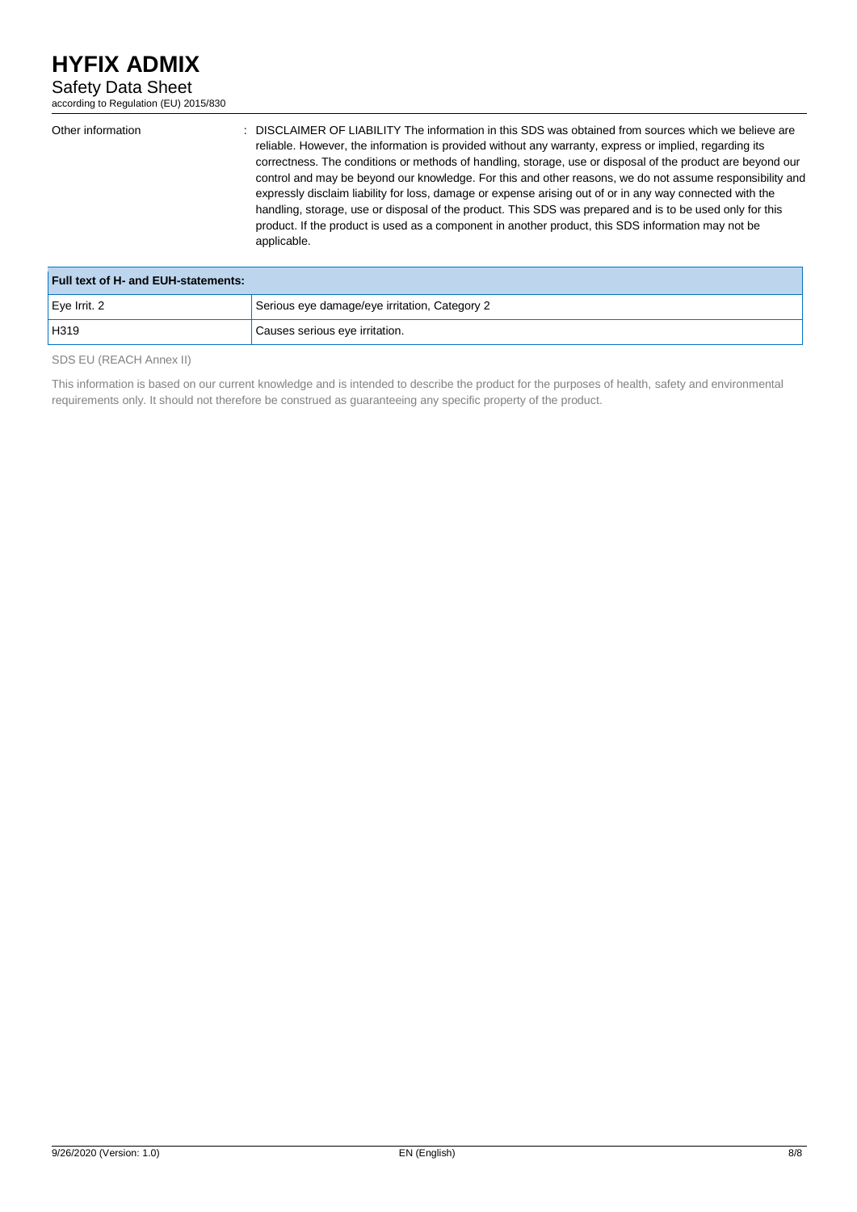Other information : DISCLAIMER OF LIABILITY The information in this SDS was obtained from sources which we believe are reliable. However, the information is provided without any warranty, express or implied, regarding its correctness. The conditions or methods of handling, storage, use or disposal of the product are beyond our control and may be beyond our knowledge. For this and other reasons, we do not assume responsibility and expressly disclaim liability for loss, damage or expense arising out of or in any way connected with the handling, storage, use or disposal of the product. This SDS was prepared and is to be used only for this product. If the product is used as a component in another product, this SDS information may not be applicable.

| Full text of H- and EUH-statements: | |
|---|---|
| Eye Irrit. 2 | Serious eye damage/eye irritation, Category 2 |
| H319 | Causes serious eye irritation. |

SDS EU (REACH Annex II)

This information is based on our current knowledge and is intended to describe the product for the purposes of health, safety and environmental requirements only. It should not therefore be construed as guaranteeing any specific property of the product.